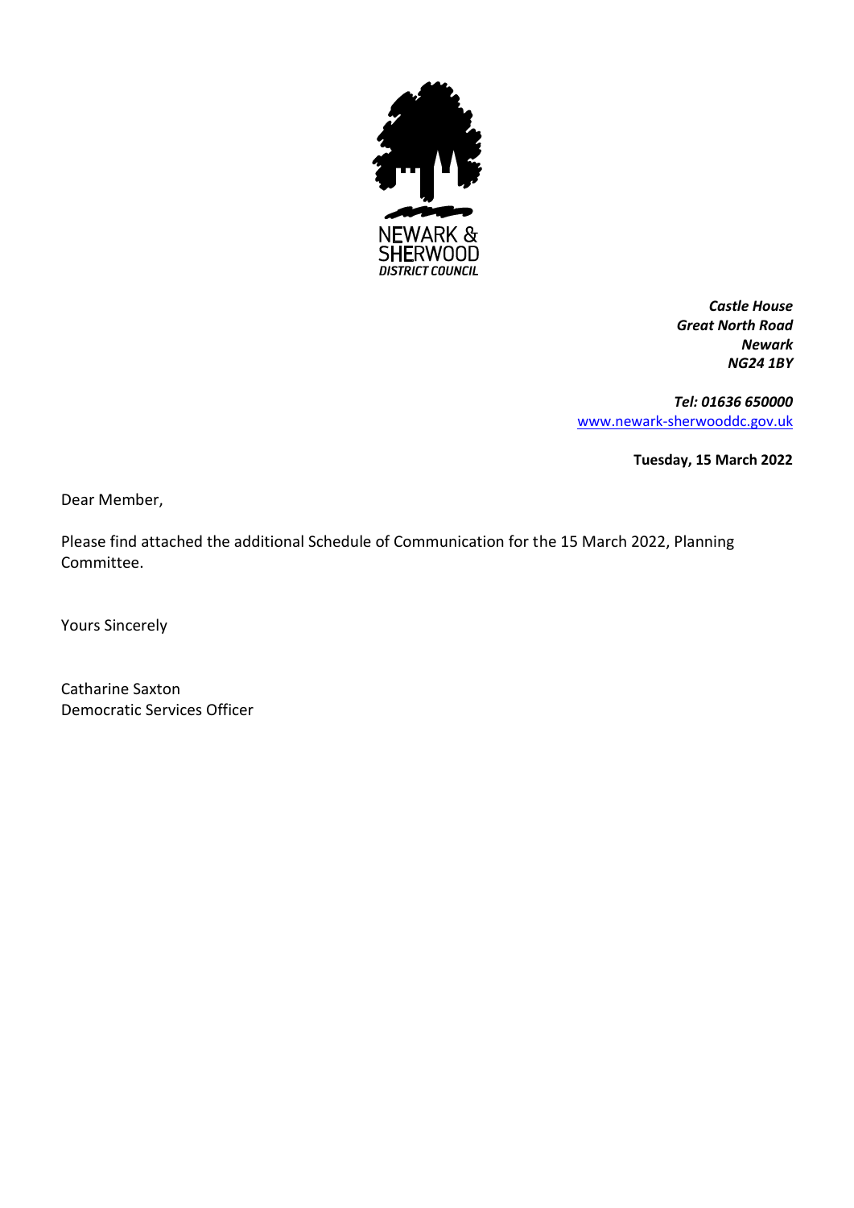NEWARK & SHERWOOD DISTRICT COUNCIL

*Castle House*
*Great North Road*
*Newark*
*NG24 1BY*

*Tel: 01636 650000*
www.newark-sherwooddc.gov.uk

**Tuesday, 15 March 2022**

Dear Member,

Please find attached the additional Schedule of Communication for the 15 March 2022, Planning Committee.

Yours Sincerely

Catharine Saxton
Democratic Services Officer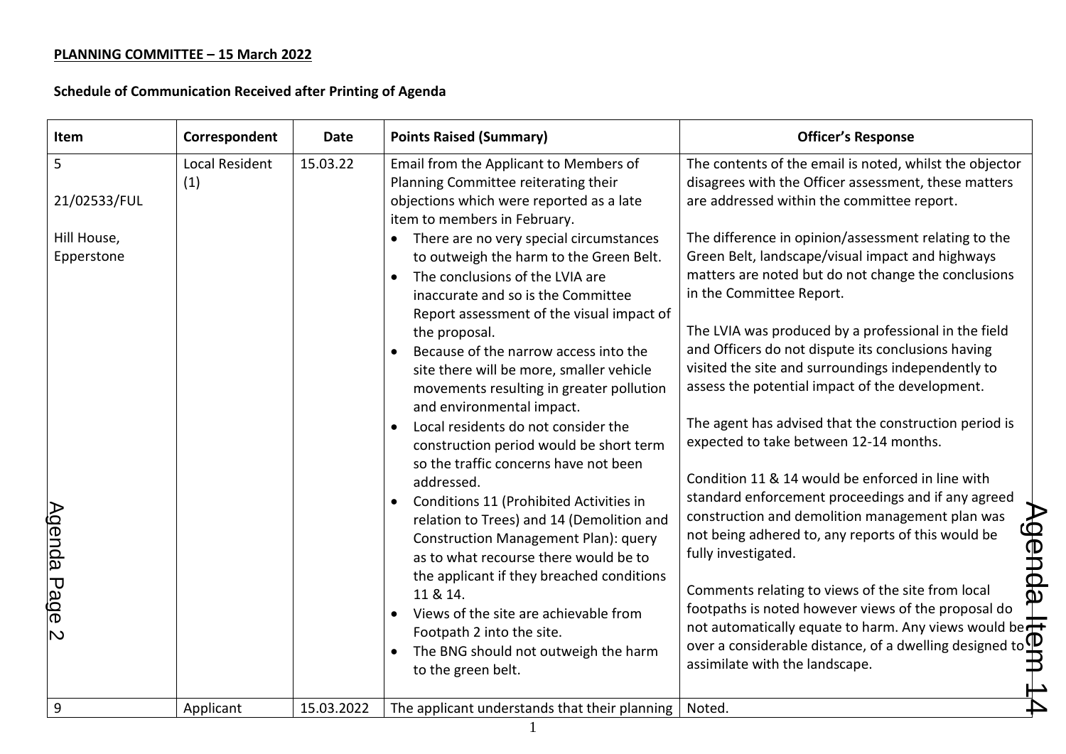**PLANNING COMMITTEE – 15 March 2022**

**Schedule of Communication Received after Printing of Agenda**

| Item | Correspondent | Date | Points Raised (Summary) | Officer's Response |
|---|---|---|---|---|
| 5<br><br>21/02533/FUL<br><br>Hill House, Epperstone | Local Resident (1) | 15.03.22 | Email from the Applicant to Members of Planning Committee reiterating their objections which were reported as a late item to members in February.<br>• There are no very special circumstances to outweigh the harm to the Green Belt.<br>• The conclusions of the LVIA are inaccurate and so is the Committee Report assessment of the visual impact of the proposal.<br>• Because of the narrow access into the site there will be more, smaller vehicle movements resulting in greater pollution and environmental impact.<br>• Local residents do not consider the construction period would be short term so the traffic concerns have not been addressed.<br>• Conditions 11 (Prohibited Activities in relation to Trees) and 14 (Demolition and Construction Management Plan): query as to what recourse there would be to the applicant if they breached conditions 11 & 14.<br>• Views of the site are achievable from Footpath 2 into the site.<br>• The BNG should not outweigh the harm to the green belt. | The contents of the email is noted, whilst the objector disagrees with the Officer assessment, these matters are addressed within the committee report.<br><br>The difference in opinion/assessment relating to the Green Belt, landscape/visual impact and highways matters are noted but do not change the conclusions in the Committee Report.<br><br>The LVIA was produced by a professional in the field and Officers do not dispute its conclusions having visited the site and surroundings independently to assess the potential impact of the development.<br><br>The agent has advised that the construction period is expected to take between 12-14 months.<br><br>Condition 11 & 14 would be enforced in line with standard enforcement proceedings and if any agreed construction and demolition management plan was not being adhered to, any reports of this would be fully investigated.<br><br>Comments relating to views of the site from local footpaths is noted however views of the proposal do not automatically equate to harm. Any views would be over a considerable distance, of a dwelling designed to assimilate with the landscape. |
| 9 | Applicant | 15.03.2022 | The applicant understands that their planning | Noted. |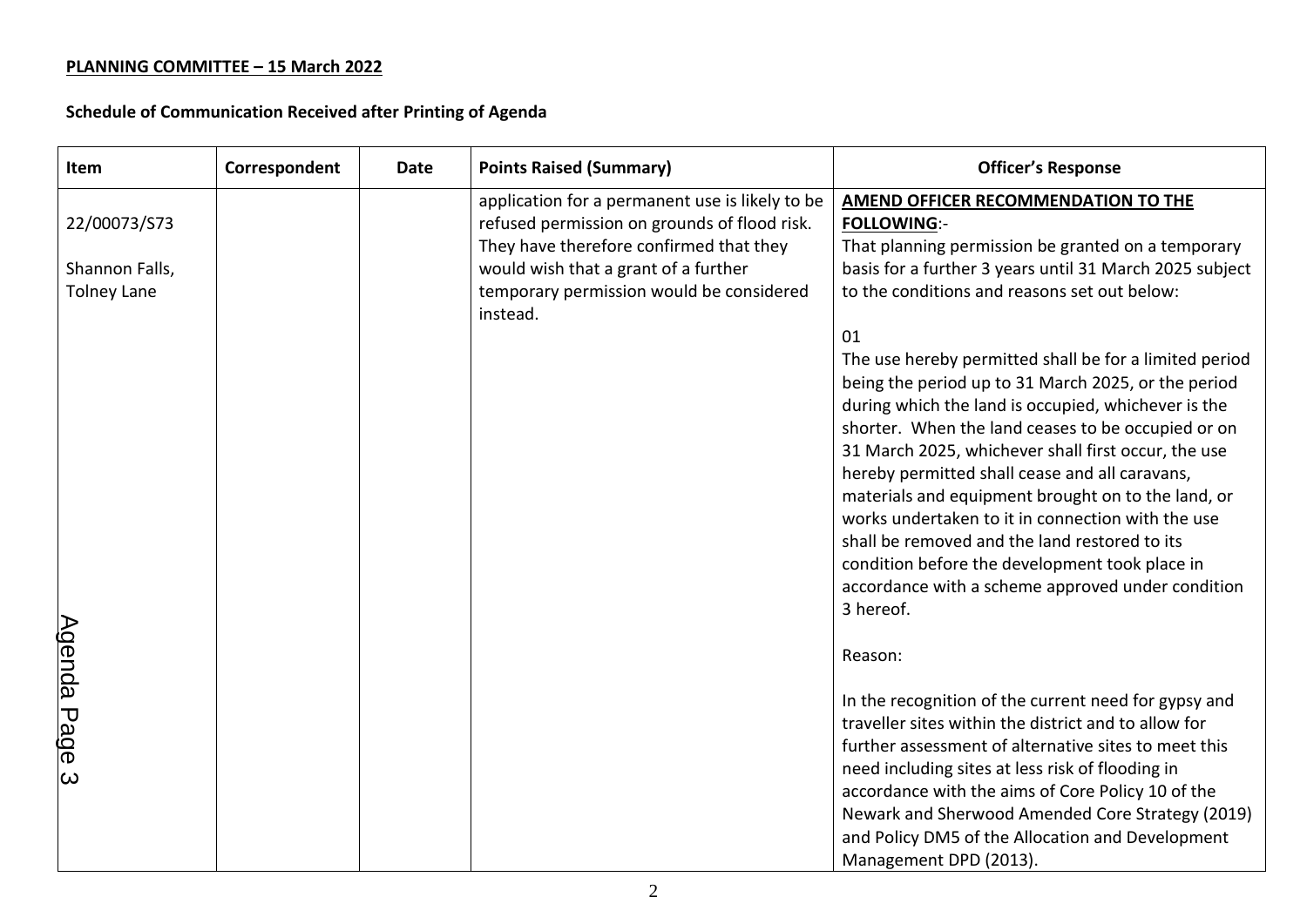**PLANNING COMMITTEE – 15 March 2022**

**Schedule of Communication Received after Printing of Agenda**

| Item | Correspondent | Date | Points Raised (Summary) | Officer's Response |
|---|---|---|---|---|
| 22/00073/S73<br><br>Shannon Falls, Tolney Lane | | | application for a permanent use is likely to be refused permission on grounds of flood risk. They have therefore confirmed that they would wish that a grant of a further temporary permission would be considered instead. | **AMEND OFFICER RECOMMENDATION TO THE FOLLOWING**:-<br>That planning permission be granted on a temporary basis for a further 3 years until 31 March 2025 subject to the conditions and reasons set out below:<br><br>01<br>The use hereby permitted shall be for a limited period being the period up to 31 March 2025, or the period during which the land is occupied, whichever is the shorter. When the land ceases to be occupied or on 31 March 2025, whichever shall first occur, the use hereby permitted shall cease and all caravans, materials and equipment brought on to the land, or works undertaken to it in connection with the use shall be removed and the land restored to its condition before the development took place in accordance with a scheme approved under condition 3 hereof.<br><br>Reason:<br><br>In the recognition of the current need for gypsy and traveller sites within the district and to allow for further assessment of alternative sites to meet this need including sites at less risk of flooding in accordance with the aims of Core Policy 10 of the Newark and Sherwood Amended Core Strategy (2019) and Policy DM5 of the Allocation and Development Management DPD (2013). |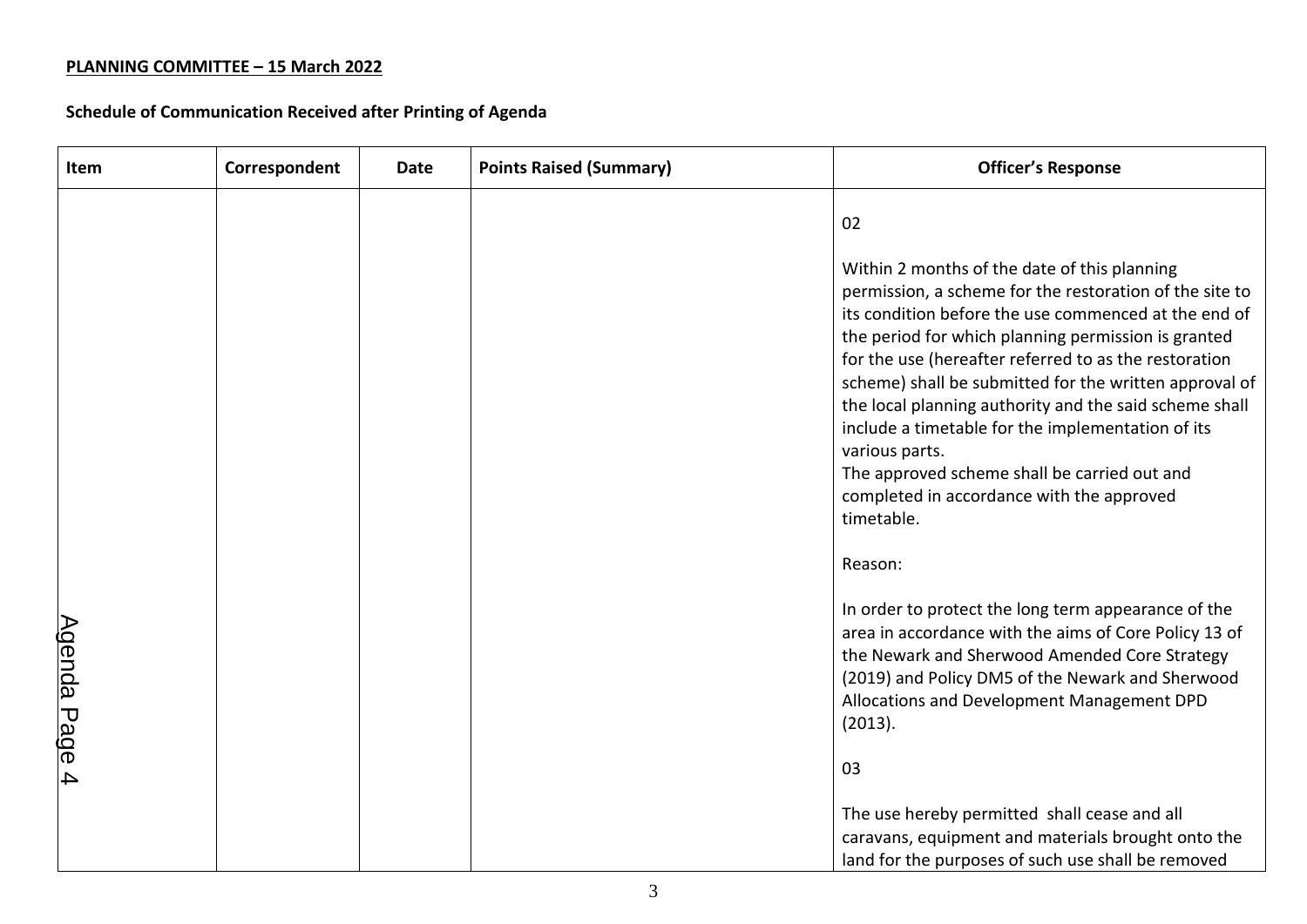**PLANNING COMMITTEE – 15 March 2022**

**Schedule of Communication Received after Printing of Agenda**

| Item | Correspondent | Date | Points Raised (Summary) | Officer's Response |
|---|---|---|---|---|
| | | | | 02<br><br>Within 2 months of the date of this planning permission, a scheme for the restoration of the site to its condition before the use commenced at the end of the period for which planning permission is granted for the use (hereafter referred to as the restoration scheme) shall be submitted for the written approval of the local planning authority and the said scheme shall include a timetable for the implementation of its various parts.<br>The approved scheme shall be carried out and completed in accordance with the approved timetable.<br><br>Reason:<br><br>In order to protect the long term appearance of the area in accordance with the aims of Core Policy 13 of the Newark and Sherwood Amended Core Strategy (2019) and Policy DM5 of the Newark and Sherwood Allocations and Development Management DPD (2013).<br><br>03<br><br>The use hereby permitted shall cease and all caravans, equipment and materials brought onto the land for the purposes of such use shall be removed |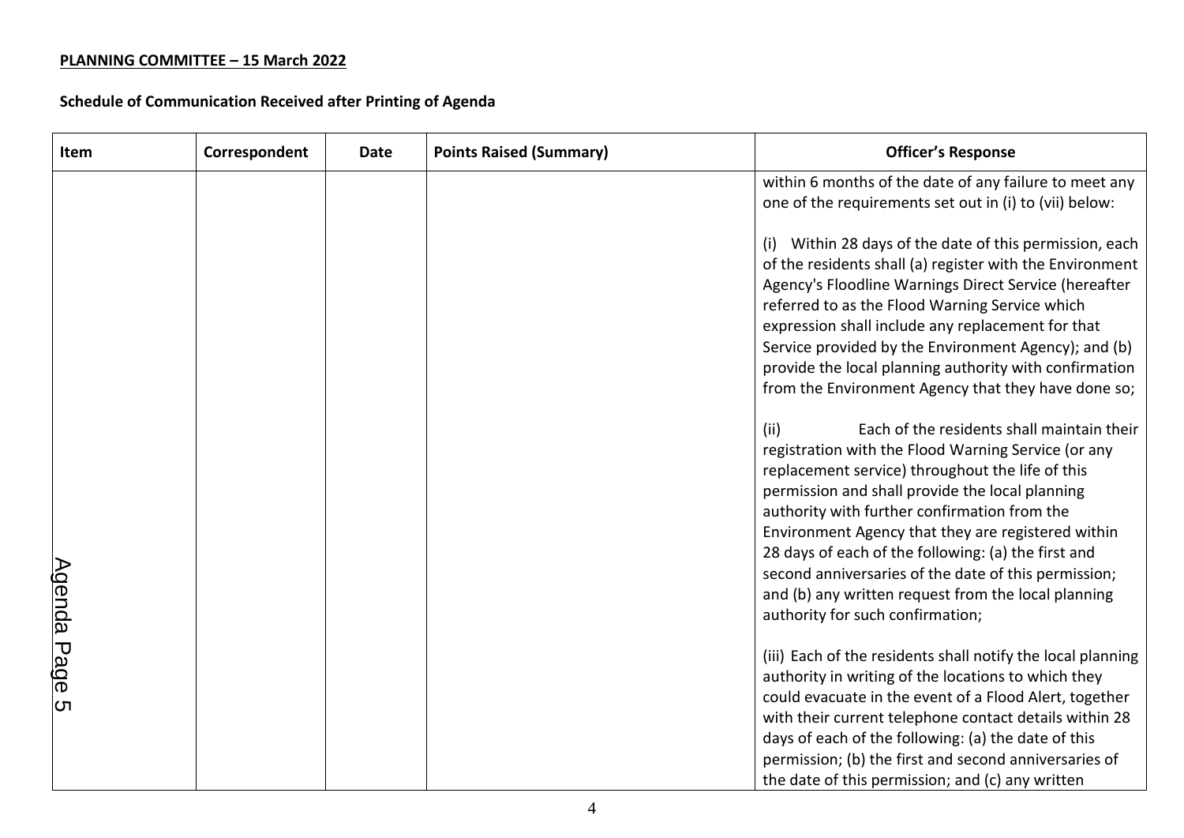**PLANNING COMMITTEE – 15 March 2022**

**Schedule of Communication Received after Printing of Agenda**

| Item | Correspondent | Date | Points Raised (Summary) | Officer's Response |
|---|---|---|---|---|
| | | | | within 6 months of the date of any failure to meet any one of the requirements set out in (i) to (vii) below:<br><br>(i) Within 28 days of the date of this permission, each of the residents shall (a) register with the Environment Agency's Floodline Warnings Direct Service (hereafter referred to as the Flood Warning Service which expression shall include any replacement for that Service provided by the Environment Agency); and (b) provide the local planning authority with confirmation from the Environment Agency that they have done so;<br><br>(ii) Each of the residents shall maintain their registration with the Flood Warning Service (or any replacement service) throughout the life of this permission and shall provide the local planning authority with further confirmation from the Environment Agency that they are registered within 28 days of each of the following: (a) the first and second anniversaries of the date of this permission; and (b) any written request from the local planning authority for such confirmation;<br><br>(iii) Each of the residents shall notify the local planning authority in writing of the locations to which they could evacuate in the event of a Flood Alert, together with their current telephone contact details within 28 days of each of the following: (a) the date of this permission; (b) the first and second anniversaries of the date of this permission; and (c) any written |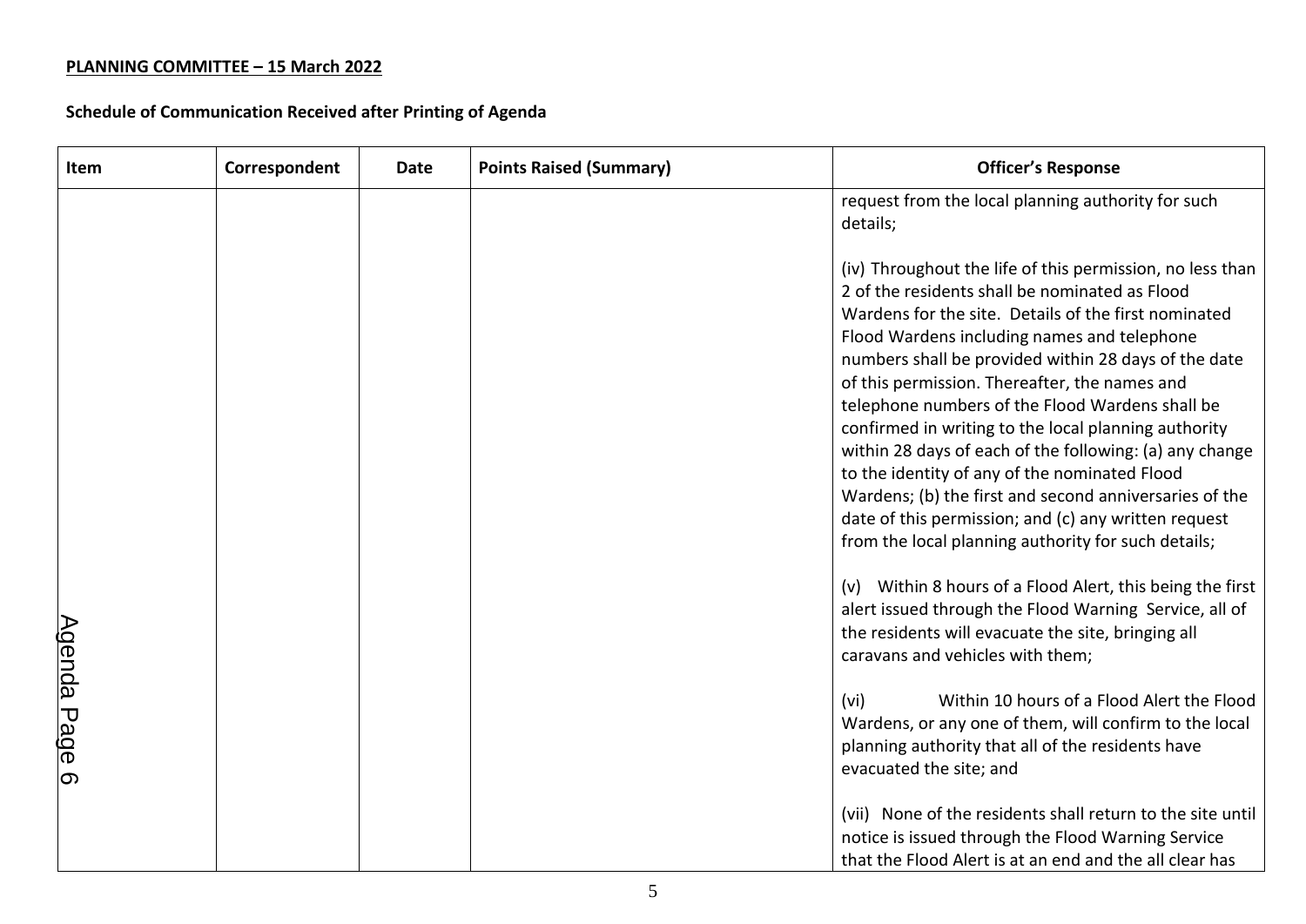**PLANNING COMMITTEE – 15 March 2022**

**Schedule of Communication Received after Printing of Agenda**

| Item | Correspondent | Date | Points Raised (Summary) | Officer's Response |
|---|---|---|---|---|
| | | | | request from the local planning authority for such details;<br><br>(iv) Throughout the life of this permission, no less than 2 of the residents shall be nominated as Flood Wardens for the site. Details of the first nominated Flood Wardens including names and telephone numbers shall be provided within 28 days of the date of this permission. Thereafter, the names and telephone numbers of the Flood Wardens shall be confirmed in writing to the local planning authority within 28 days of each of the following: (a) any change to the identity of any of the nominated Flood Wardens; (b) the first and second anniversaries of the date of this permission; and (c) any written request from the local planning authority for such details;<br><br>(v) Within 8 hours of a Flood Alert, this being the first alert issued through the Flood Warning Service, all of the residents will evacuate the site, bringing all caravans and vehicles with them;<br><br>(vi) Within 10 hours of a Flood Alert the Flood Wardens, or any one of them, will confirm to the local planning authority that all of the residents have evacuated the site; and<br><br>(vii) None of the residents shall return to the site until notice is issued through the Flood Warning Service that the Flood Alert is at an end and the all clear has |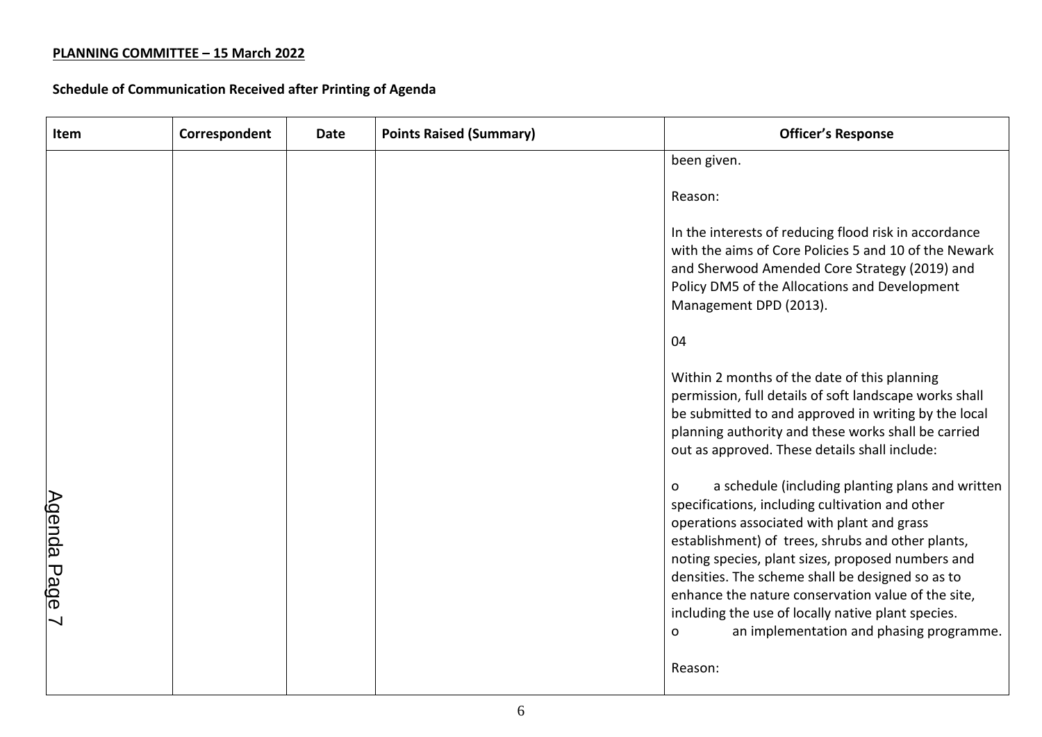**PLANNING COMMITTEE – 15 March 2022**

**Schedule of Communication Received after Printing of Agenda**

| Item | Correspondent | Date | Points Raised (Summary) | Officer's Response |
|---|---|---|---|---|
| | | | | been given.<br><br>Reason:<br><br>In the interests of reducing flood risk in accordance with the aims of Core Policies 5 and 10 of the Newark and Sherwood Amended Core Strategy (2019) and Policy DM5 of the Allocations and Development Management DPD (2013).<br><br>04<br><br>Within 2 months of the date of this planning permission, full details of soft landscape works shall be submitted to and approved in writing by the local planning authority and these works shall be carried out as approved. These details shall include:<br><br>o a schedule (including planting plans and written specifications, including cultivation and other operations associated with plant and grass establishment) of trees, shrubs and other plants, noting species, plant sizes, proposed numbers and densities. The scheme shall be designed so as to enhance the nature conservation value of the site, including the use of locally native plant species.<br>o an implementation and phasing programme.<br><br>Reason: |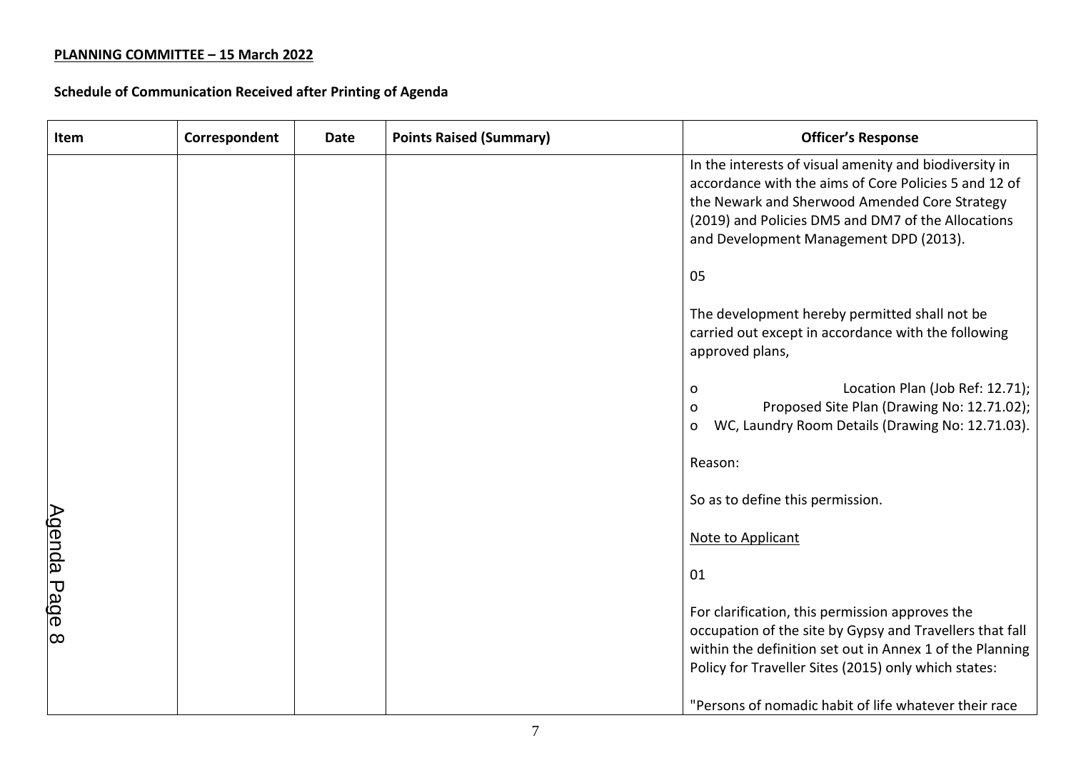**PLANNING COMMITTEE – 15 March 2022**

**Schedule of Communication Received after Printing of Agenda**

| Item | Correspondent | Date | Points Raised (Summary) | Officer's Response |
|---|---|---|---|---|
| | | | | In the interests of visual amenity and biodiversity in accordance with the aims of Core Policies 5 and 12 of the Newark and Sherwood Amended Core Strategy (2019) and Policies DM5 and DM7 of the Allocations and Development Management DPD (2013).<br><br>05<br><br>The development hereby permitted shall not be carried out except in accordance with the following approved plans,<br><br>o Location Plan (Job Ref: 12.71);<br>o Proposed Site Plan (Drawing No: 12.71.02);<br>o WC, Laundry Room Details (Drawing No: 12.71.03).<br><br>Reason:<br><br>So as to define this permission.<br><br><u>Note to Applicant</u><br><br>01<br><br>For clarification, this permission approves the occupation of the site by Gypsy and Travellers that fall within the definition set out in Annex 1 of the Planning Policy for Traveller Sites (2015) only which states:<br><br>"Persons of nomadic habit of life whatever their race |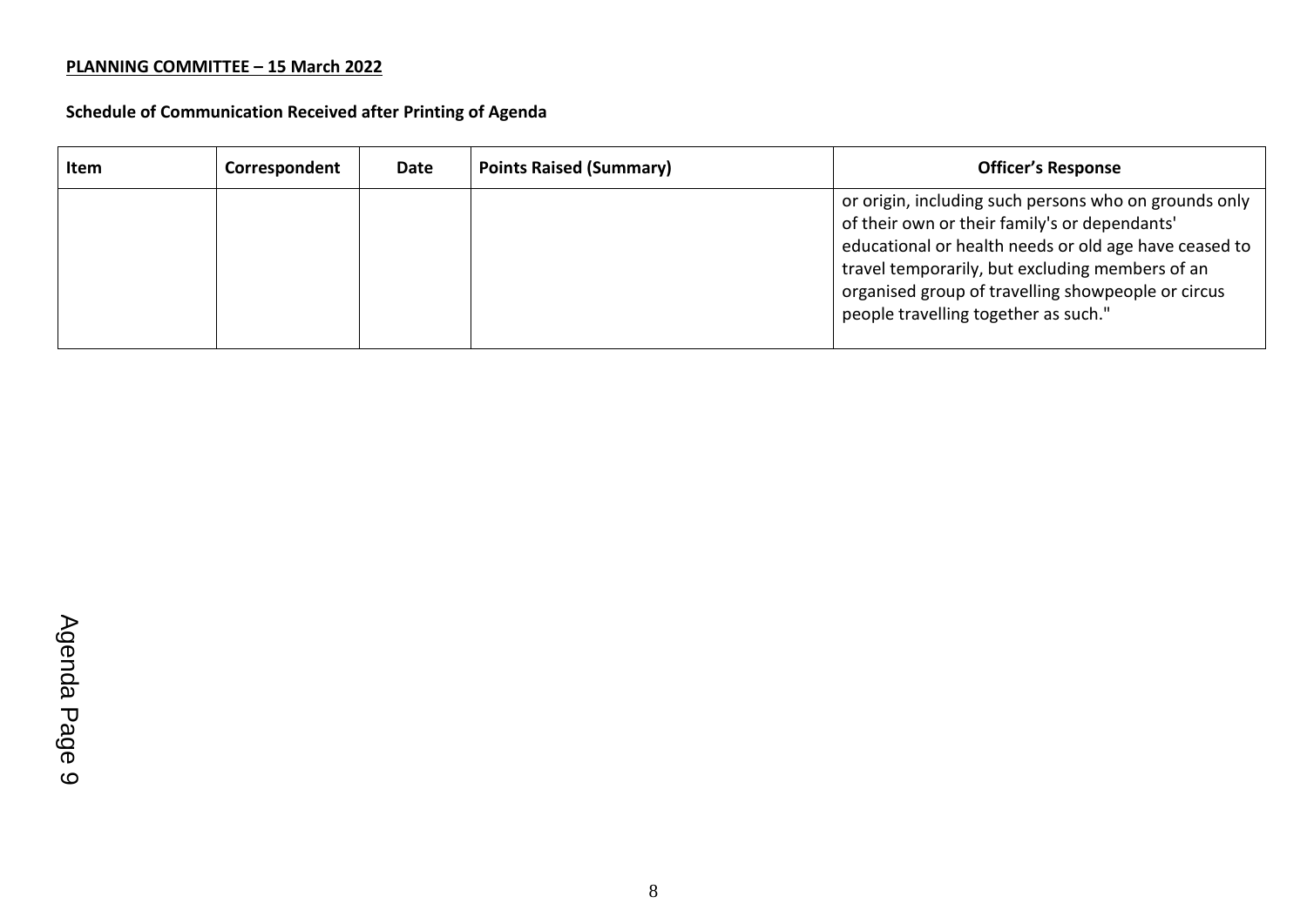**PLANNING COMMITTEE – 15 March 2022**

**Schedule of Communication Received after Printing of Agenda**

| Item | Correspondent | Date | Points Raised (Summary) | Officer's Response |
|---|---|---|---|---|
| | | | | or origin, including such persons who on grounds only of their own or their family's or dependants' educational or health needs or old age have ceased to travel temporarily, but excluding members of an organised group of travelling showpeople or circus people travelling together as such." |